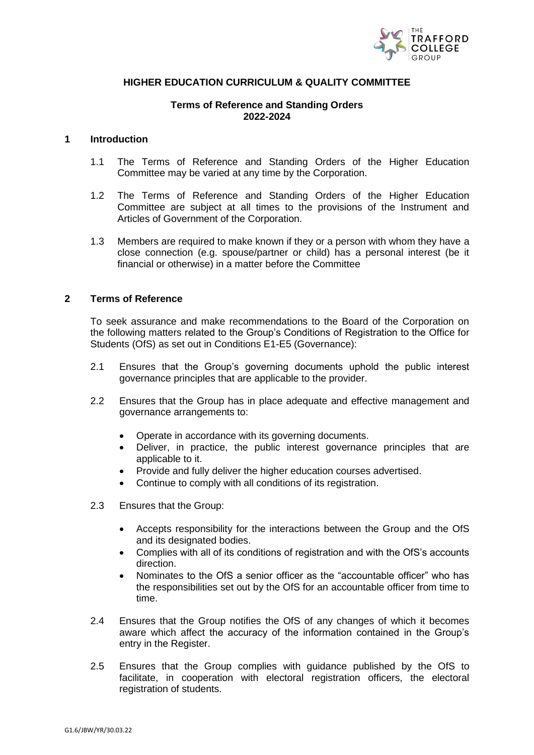## HIGHER EDUCATION CURRICULUM & QUALITY COMMITTEE

### Terms of Reference and Standing Orders 2022-2024

## 1 Introduction

1.1 The Terms of Reference and Standing Orders of the Higher Education Committee may be varied at any time by the Corporation.

1.2 The Terms of Reference and Standing Orders of the Higher Education Committee are subject at all times to the provisions of the Instrument and Articles of Government of the Corporation.

1.3 Members are required to make known if they or a person with whom they have a close connection (e.g. spouse/partner or child) has a personal interest (be it financial or otherwise) in a matter before the Committee

## 2 Terms of Reference

To seek assurance and make recommendations to the Board of the Corporation on the following matters related to the Group's Conditions of Registration to the Office for Students (OfS) as set out in Conditions E1-E5 (Governance):

2.1 Ensures that the Group's governing documents uphold the public interest governance principles that are applicable to the provider.

2.2 Ensures that the Group has in place adequate and effective management and governance arrangements to:

- Operate in accordance with its governing documents.
- Deliver, in practice, the public interest governance principles that are applicable to it.
- Provide and fully deliver the higher education courses advertised.
- Continue to comply with all conditions of its registration.

2.3 Ensures that the Group:

- Accepts responsibility for the interactions between the Group and the OfS and its designated bodies.
- Complies with all of its conditions of registration and with the OfS's accounts direction.
- Nominates to the OfS a senior officer as the "accountable officer" who has the responsibilities set out by the OfS for an accountable officer from time to time.

2.4 Ensures that the Group notifies the OfS of any changes of which it becomes aware which affect the accuracy of the information contained in the Group's entry in the Register.

2.5 Ensures that the Group complies with guidance published by the OfS to facilitate, in cooperation with electoral registration officers, the electoral registration of students.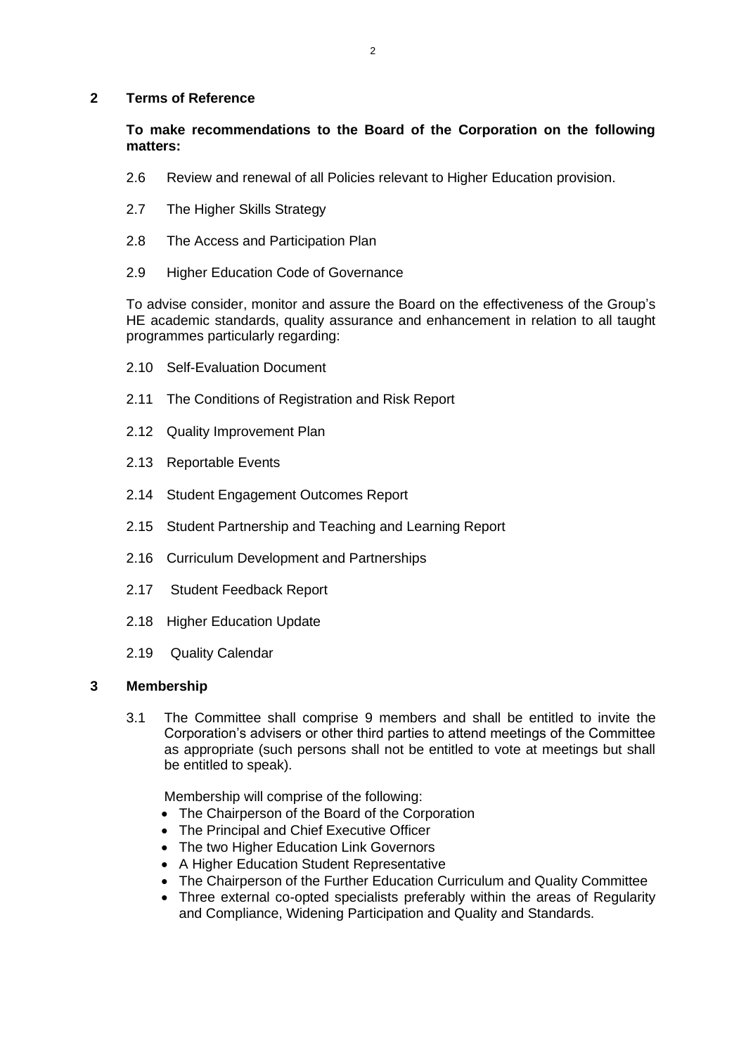## 2 Terms of Reference

**To make recommendations to the Board of the Corporation on the following matters:**

2.6 Review and renewal of all Policies relevant to Higher Education provision.

2.7 The Higher Skills Strategy

2.8 The Access and Participation Plan

2.9 Higher Education Code of Governance

To advise consider, monitor and assure the Board on the effectiveness of the Group's HE academic standards, quality assurance and enhancement in relation to all taught programmes particularly regarding:

2.10 Self-Evaluation Document

2.11 The Conditions of Registration and Risk Report

2.12 Quality Improvement Plan

2.13 Reportable Events

2.14 Student Engagement Outcomes Report

2.15 Student Partnership and Teaching and Learning Report

2.16 Curriculum Development and Partnerships

2.17 Student Feedback Report

2.18 Higher Education Update

2.19 Quality Calendar

## 3 Membership

3.1 The Committee shall comprise 9 members and shall be entitled to invite the Corporation's advisers or other third parties to attend meetings of the Committee as appropriate (such persons shall not be entitled to vote at meetings but shall be entitled to speak).

Membership will comprise of the following:

- The Chairperson of the Board of the Corporation
- The Principal and Chief Executive Officer
- The two Higher Education Link Governors
- A Higher Education Student Representative
- The Chairperson of the Further Education Curriculum and Quality Committee
- Three external co-opted specialists preferably within the areas of Regularity and Compliance, Widening Participation and Quality and Standards.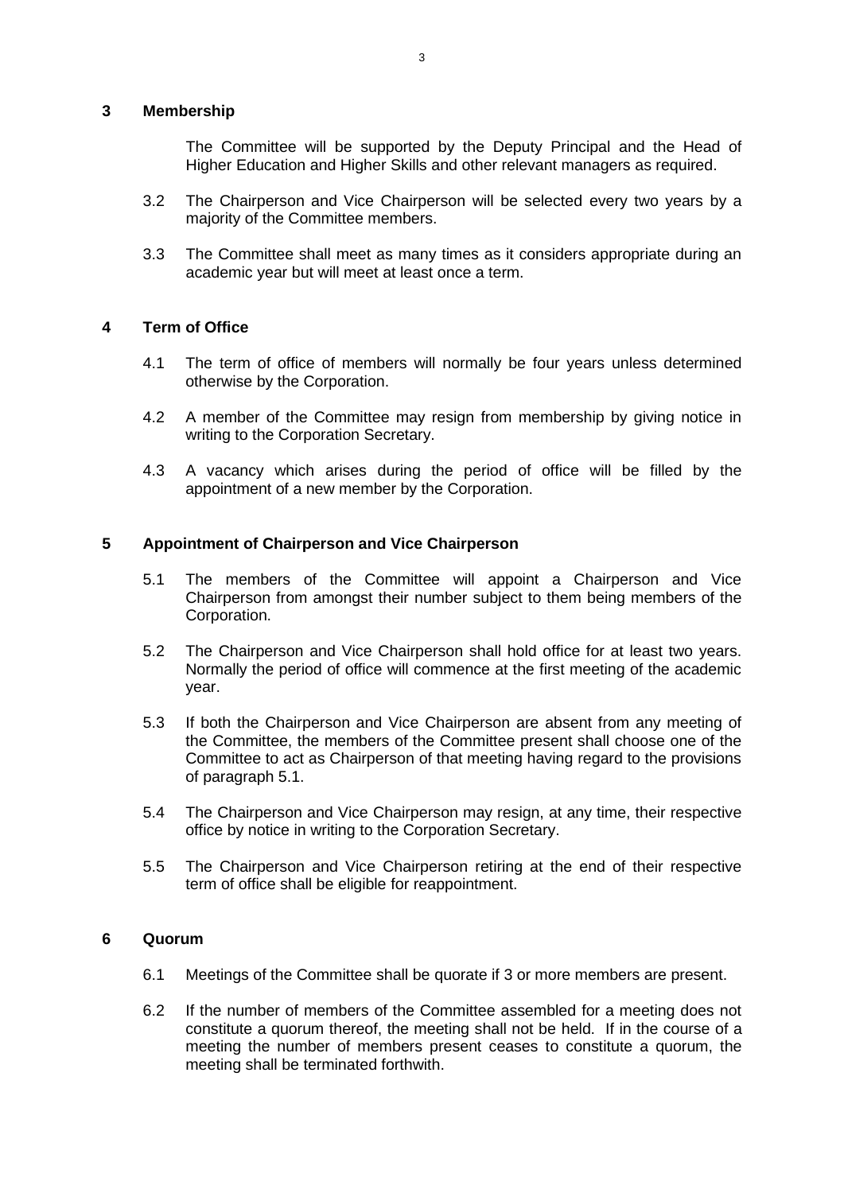## 3 Membership

The Committee will be supported by the Deputy Principal and the Head of Higher Education and Higher Skills and other relevant managers as required.

3.2 The Chairperson and Vice Chairperson will be selected every two years by a majority of the Committee members.

3.3 The Committee shall meet as many times as it considers appropriate during an academic year but will meet at least once a term.

## 4 Term of Office

4.1 The term of office of members will normally be four years unless determined otherwise by the Corporation.

4.2 A member of the Committee may resign from membership by giving notice in writing to the Corporation Secretary.

4.3 A vacancy which arises during the period of office will be filled by the appointment of a new member by the Corporation.

## 5 Appointment of Chairperson and Vice Chairperson

5.1 The members of the Committee will appoint a Chairperson and Vice Chairperson from amongst their number subject to them being members of the Corporation.

5.2 The Chairperson and Vice Chairperson shall hold office for at least two years. Normally the period of office will commence at the first meeting of the academic year.

5.3 If both the Chairperson and Vice Chairperson are absent from any meeting of the Committee, the members of the Committee present shall choose one of the Committee to act as Chairperson of that meeting having regard to the provisions of paragraph 5.1.

5.4 The Chairperson and Vice Chairperson may resign, at any time, their respective office by notice in writing to the Corporation Secretary.

5.5 The Chairperson and Vice Chairperson retiring at the end of their respective term of office shall be eligible for reappointment.

## 6 Quorum

6.1 Meetings of the Committee shall be quorate if 3 or more members are present.

6.2 If the number of members of the Committee assembled for a meeting does not constitute a quorum thereof, the meeting shall not be held. If in the course of a meeting the number of members present ceases to constitute a quorum, the meeting shall be terminated forthwith.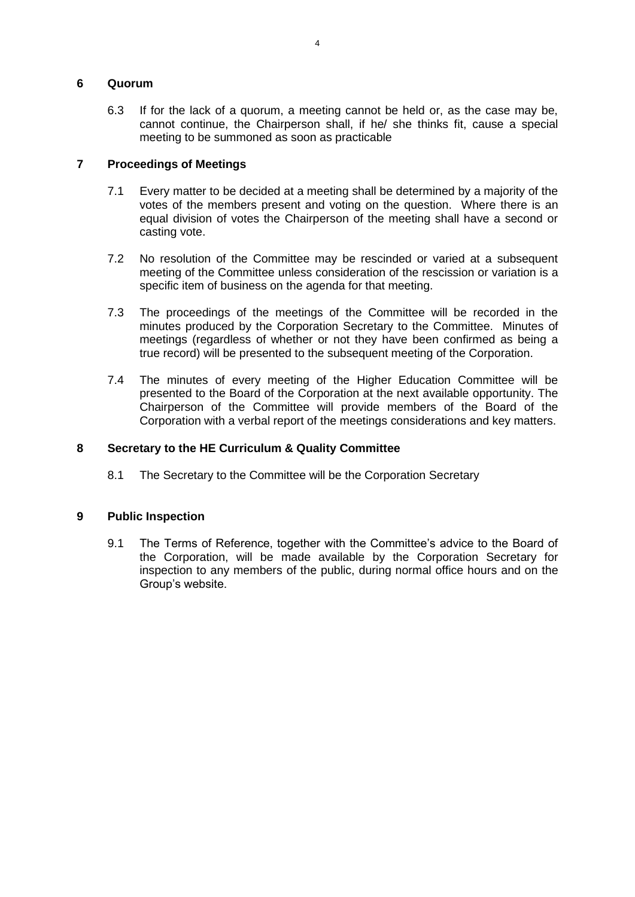## 6 Quorum

6.3 If for the lack of a quorum, a meeting cannot be held or, as the case may be, cannot continue, the Chairperson shall, if he/ she thinks fit, cause a special meeting to be summoned as soon as practicable

## 7 Proceedings of Meetings

7.1 Every matter to be decided at a meeting shall be determined by a majority of the votes of the members present and voting on the question. Where there is an equal division of votes the Chairperson of the meeting shall have a second or casting vote.

7.2 No resolution of the Committee may be rescinded or varied at a subsequent meeting of the Committee unless consideration of the rescission or variation is a specific item of business on the agenda for that meeting.

7.3 The proceedings of the meetings of the Committee will be recorded in the minutes produced by the Corporation Secretary to the Committee. Minutes of meetings (regardless of whether or not they have been confirmed as being a true record) will be presented to the subsequent meeting of the Corporation.

7.4 The minutes of every meeting of the Higher Education Committee will be presented to the Board of the Corporation at the next available opportunity. The Chairperson of the Committee will provide members of the Board of the Corporation with a verbal report of the meetings considerations and key matters.

## 8 Secretary to the HE Curriculum & Quality Committee

8.1 The Secretary to the Committee will be the Corporation Secretary

## 9 Public Inspection

9.1 The Terms of Reference, together with the Committee's advice to the Board of the Corporation, will be made available by the Corporation Secretary for inspection to any members of the public, during normal office hours and on the Group's website.